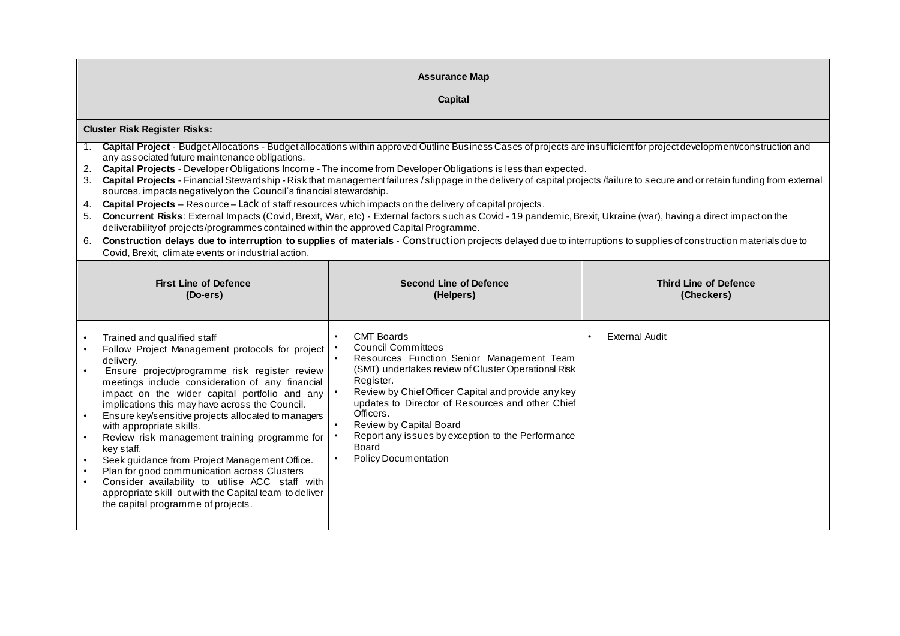**Assurance Map**

**Capital**

**Cluster Risk Register Risks:**

1. **Capital Project** - Budget Allocations - Budget allocations within approved Outline Business Cases of projects are insufficient for project development/construction and any associated future maintenance obligations.
2. **Capital Projects** - Developer Obligations Income - The income from Developer Obligations is less than expected.
3. **Capital Projects** - Financial Stewardship - Risk that management failures / slippage in the delivery of capital projects /failure to secure and or retain funding from external sources, impacts negatively on the Council's financial stewardship.
4. **Capital Projects** – Resource – Lack of staff resources which impacts on the delivery of capital projects.
5. **Concurrent Risks**: External Impacts (Covid, Brexit, War, etc) - External factors such as Covid - 19 pandemic, Brexit, Ukraine (war), having a direct impact on the deliverability of projects/programmes contained within the approved Capital Programme.
6. **Construction delays due to interruption to supplies of materials** - Construction projects delayed due to interruptions to supplies of construction materials due to Covid, Brexit, climate events or industrial action.

| First Line of Defence (Do-ers) | Second Line of Defence (Helpers) | Third Line of Defence (Checkers) |
|---|---|---|
| • Trained and qualified staff<br>• Follow Project Management protocols for project delivery.<br>• Ensure project/programme risk register review meetings include consideration of any financial impact on the wider capital portfolio and any implications this may have across the Council.<br>• Ensure key/sensitive projects allocated to managers with appropriate skills.<br>• Review risk management training programme for key staff.<br>• Seek guidance from Project Management Office.<br>• Plan for good communication across Clusters<br>• Consider availability to utilise ACC staff with appropriate skill outwith the Capital team to deliver the capital programme of projects. | • CMT Boards<br>• Council Committees<br>• Resources Function Senior Management Team (SMT) undertakes review of Cluster Operational Risk Register.<br>• Review by Chief Officer Capital and provide any key updates to Director of Resources and other Chief Officers.<br>• Review by Capital Board<br>• Report any issues by exception to the Performance Board<br>• Policy Documentation | • External Audit |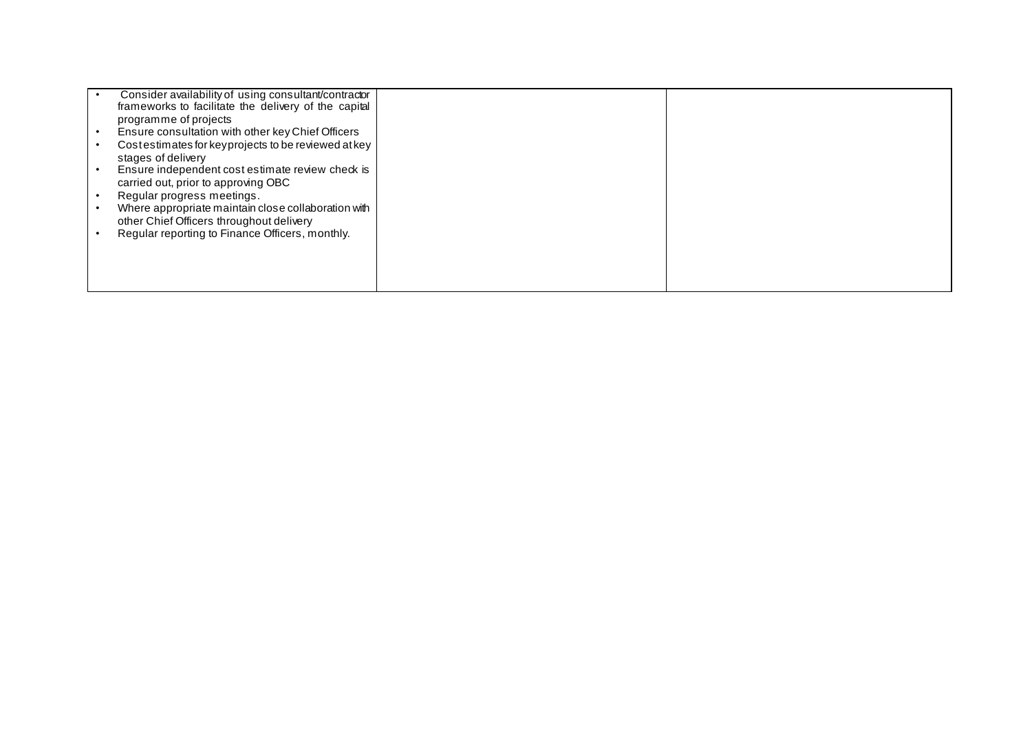| | | |
|---|---|---|
| • Consider availability of using consultant/contractor frameworks to facilitate the delivery of the capital programme of projects<br>• Ensure consultation with other key Chief Officers<br>• Cost estimates for key projects to be reviewed at key stages of delivery<br>• Ensure independent cost estimate review check is carried out, prior to approving OBC<br>• Regular progress meetings.<br>• Where appropriate maintain close collaboration with other Chief Officers throughout delivery<br>• Regular reporting to Finance Officers, monthly. | | |